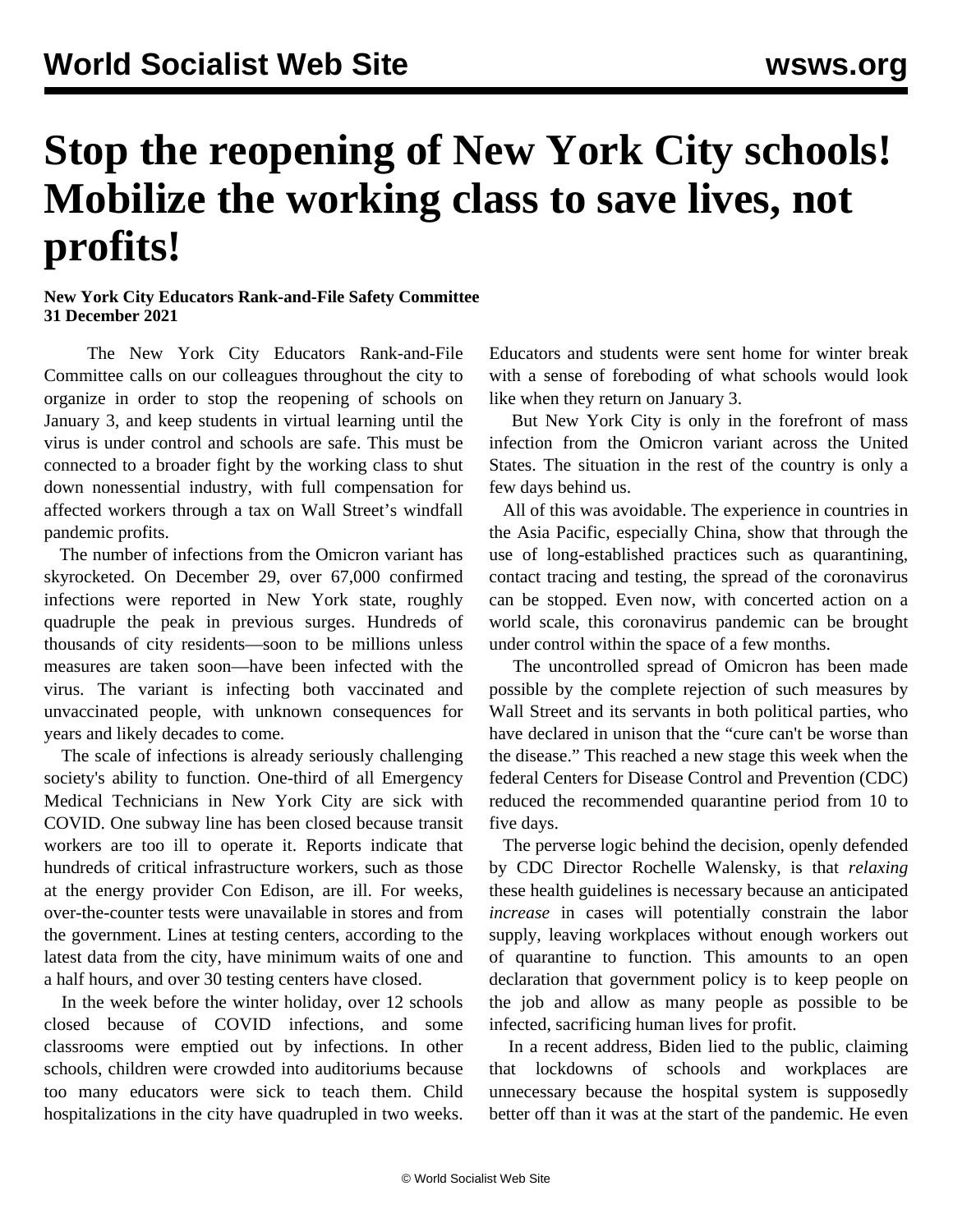# Stop the reopening of New York City schools! Mobilize the working class to save lives, not profits!

**New York City Educators Rank-and-File Safety Committee**
**31 December 2021**

The New York City Educators Rank-and-File Committee calls on our colleagues throughout the city to organize in order to stop the reopening of schools on January 3, and keep students in virtual learning until the virus is under control and schools are safe. This must be connected to a broader fight by the working class to shut down nonessential industry, with full compensation for affected workers through a tax on Wall Street's windfall pandemic profits.

The number of infections from the Omicron variant has skyrocketed. On December 29, over 67,000 confirmed infections were reported in New York state, roughly quadruple the peak in previous surges. Hundreds of thousands of city residents—soon to be millions unless measures are taken soon—have been infected with the virus. The variant is infecting both vaccinated and unvaccinated people, with unknown consequences for years and likely decades to come.

The scale of infections is already seriously challenging society's ability to function. One-third of all Emergency Medical Technicians in New York City are sick with COVID. One subway line has been closed because transit workers are too ill to operate it. Reports indicate that hundreds of critical infrastructure workers, such as those at the energy provider Con Edison, are ill. For weeks, over-the-counter tests were unavailable in stores and from the government. Lines at testing centers, according to the latest data from the city, have minimum waits of one and a half hours, and over 30 testing centers have closed.

In the week before the winter holiday, over 12 schools closed because of COVID infections, and some classrooms were emptied out by infections. In other schools, children were crowded into auditoriums because too many educators were sick to teach them. Child hospitalizations in the city have quadrupled in two weeks. Educators and students were sent home for winter break with a sense of foreboding of what schools would look like when they return on January 3.

But New York City is only in the forefront of mass infection from the Omicron variant across the United States. The situation in the rest of the country is only a few days behind us.

All of this was avoidable. The experience in countries in the Asia Pacific, especially China, show that through the use of long-established practices such as quarantining, contact tracing and testing, the spread of the coronavirus can be stopped. Even now, with concerted action on a world scale, this coronavirus pandemic can be brought under control within the space of a few months.

The uncontrolled spread of Omicron has been made possible by the complete rejection of such measures by Wall Street and its servants in both political parties, who have declared in unison that the "cure can't be worse than the disease." This reached a new stage this week when the federal Centers for Disease Control and Prevention (CDC) reduced the recommended quarantine period from 10 to five days.

The perverse logic behind the decision, openly defended by CDC Director Rochelle Walensky, is that *relaxing* these health guidelines is necessary because an anticipated *increase* in cases will potentially constrain the labor supply, leaving workplaces without enough workers out of quarantine to function. This amounts to an open declaration that government policy is to keep people on the job and allow as many people as possible to be infected, sacrificing human lives for profit.

In a recent address, Biden lied to the public, claiming that lockdowns of schools and workplaces are unnecessary because the hospital system is supposedly better off than it was at the start of the pandemic. He even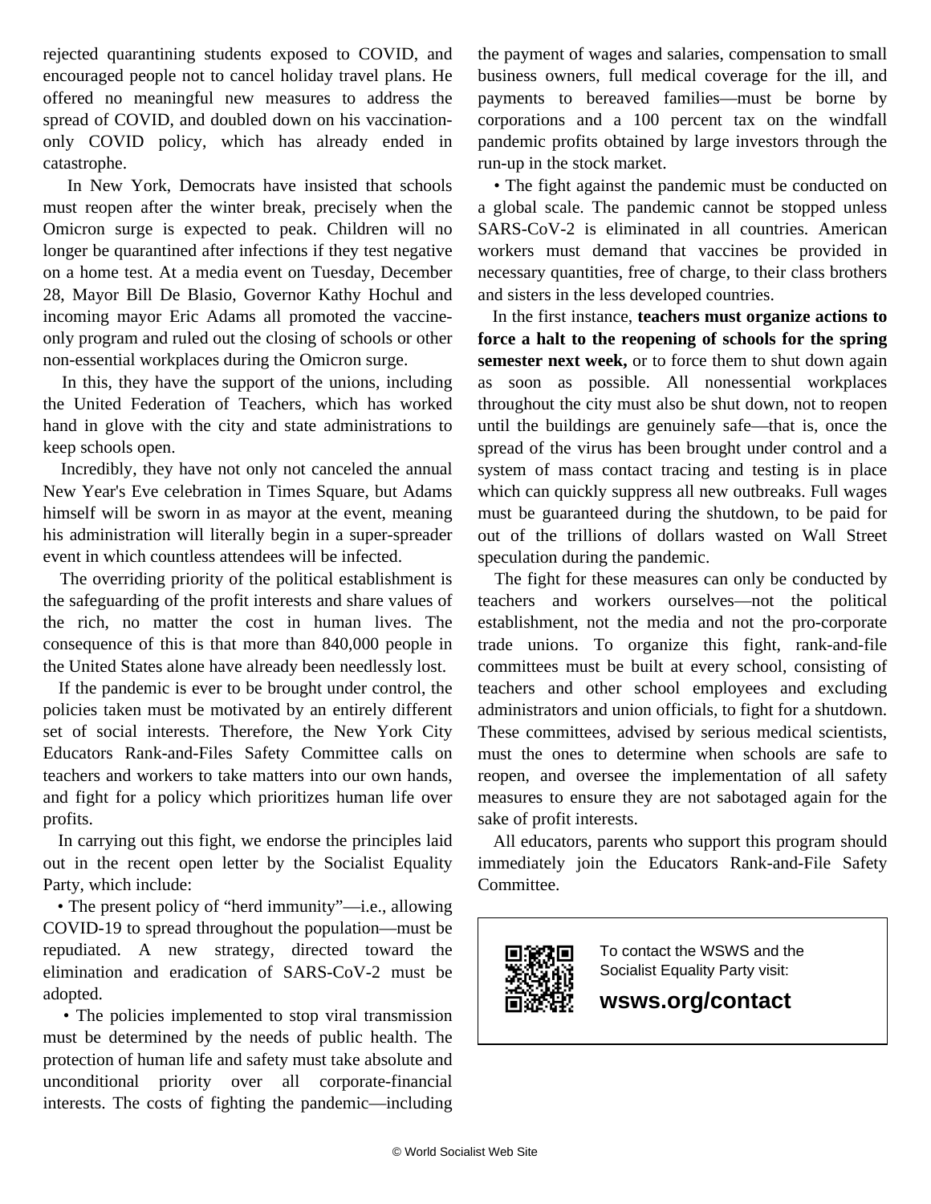rejected quarantining students exposed to COVID, and encouraged people not to cancel holiday travel plans. He offered no meaningful new measures to address the spread of COVID, and doubled down on his vaccination-only COVID policy, which has already ended in catastrophe.

In New York, Democrats have insisted that schools must reopen after the winter break, precisely when the Omicron surge is expected to peak. Children will no longer be quarantined after infections if they test negative on a home test. At a media event on Tuesday, December 28, Mayor Bill De Blasio, Governor Kathy Hochul and incoming mayor Eric Adams all promoted the vaccine-only program and ruled out the closing of schools or other non-essential workplaces during the Omicron surge.

In this, they have the support of the unions, including the United Federation of Teachers, which has worked hand in glove with the city and state administrations to keep schools open.

Incredibly, they have not only not canceled the annual New Year's Eve celebration in Times Square, but Adams himself will be sworn in as mayor at the event, meaning his administration will literally begin in a super-spreader event in which countless attendees will be infected.

The overriding priority of the political establishment is the safeguarding of the profit interests and share values of the rich, no matter the cost in human lives. The consequence of this is that more than 840,000 people in the United States alone have already been needlessly lost.

If the pandemic is ever to be brought under control, the policies taken must be motivated by an entirely different set of social interests. Therefore, the New York City Educators Rank-and-Files Safety Committee calls on teachers and workers to take matters into our own hands, and fight for a policy which prioritizes human life over profits.

In carrying out this fight, we endorse the principles laid out in the recent open letter by the Socialist Equality Party, which include:

• The present policy of "herd immunity"—i.e., allowing COVID-19 to spread throughout the population—must be repudiated. A new strategy, directed toward the elimination and eradication of SARS-CoV-2 must be adopted.

• The policies implemented to stop viral transmission must be determined by the needs of public health. The protection of human life and safety must take absolute and unconditional priority over all corporate-financial interests. The costs of fighting the pandemic—including the payment of wages and salaries, compensation to small business owners, full medical coverage for the ill, and payments to bereaved families—must be borne by corporations and a 100 percent tax on the windfall pandemic profits obtained by large investors through the run-up in the stock market.

• The fight against the pandemic must be conducted on a global scale. The pandemic cannot be stopped unless SARS-CoV-2 is eliminated in all countries. American workers must demand that vaccines be provided in necessary quantities, free of charge, to their class brothers and sisters in the less developed countries.

In the first instance, **teachers must organize actions to force a halt to the reopening of schools for the spring semester next week,** or to force them to shut down again as soon as possible. All nonessential workplaces throughout the city must also be shut down, not to reopen until the buildings are genuinely safe—that is, once the spread of the virus has been brought under control and a system of mass contact tracing and testing is in place which can quickly suppress all new outbreaks. Full wages must be guaranteed during the shutdown, to be paid for out of the trillions of dollars wasted on Wall Street speculation during the pandemic.

The fight for these measures can only be conducted by teachers and workers ourselves—not the political establishment, not the media and not the pro-corporate trade unions. To organize this fight, rank-and-file committees must be built at every school, consisting of teachers and other school employees and excluding administrators and union officials, to fight for a shutdown. These committees, advised by serious medical scientists, must the ones to determine when schools are safe to reopen, and oversee the implementation of all safety measures to ensure they are not sabotaged again for the sake of profit interests.

All educators, parents who support this program should immediately join the Educators Rank-and-File Safety Committee.

To contact the WSWS and the Socialist Equality Party visit:

**wsws.org/contact**